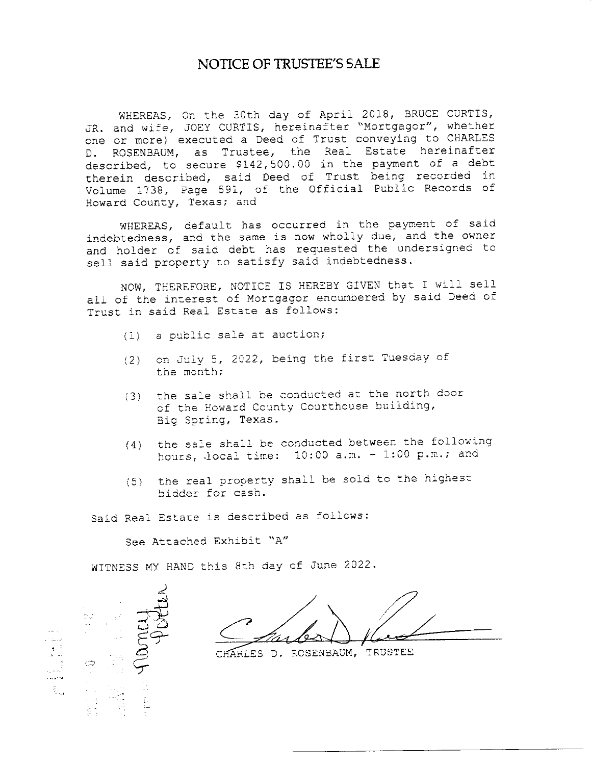# NOTICE OF TRUSTEE'S SALE

WHEREAS, On the 30th day of April 2018, BRUCE CURTIS, JR. and wife, JOEY CURTIS, hereinafter "Mortgagor", whether one or more) executed a Deed of Trust conveying to CHARLES D. ROSENBAUM, as Trustee, the Real Estate hereinafter described, to secure $142,500.00 in the payment of a debt therein described, said Deed of Trust being recorded in Volume 1738, Page 591, of the Official Public Records of Howard County, Texas; and

WHEREAS, default has occurred in the payment of said indebtedness, and the same is now wholly due, and the owner and holder of said debt has requested the undersigned to sell said property to satisfy said indebtedness.

NOW, THEREFORE, NOTICE IS HEREBY GIVEN that I will sell all of the interest of Mortgagor encumbered by said Deed of Trust in said Real Estate as follows:

(1) a public sale at auction;

(2) on July 5, 2022, being the first Tuesday of the month;

(3) the sale shall be conducted at the north door of the Howard County Courthouse building, Big Spring, Texas.

(4) the sale shall be conducted between the following hours, local time: 10:00 a.m. - 1:00 p.m.; and

(5) the real property shall be sold to the highest bidder for cash.

Said Real Estate is described as follows:

See Attached Exhibit "A"

WITNESS MY HAND this 8th day of June 2022.

Nancy Potter

CHARLES D. ROSENBAUM, TRUSTEE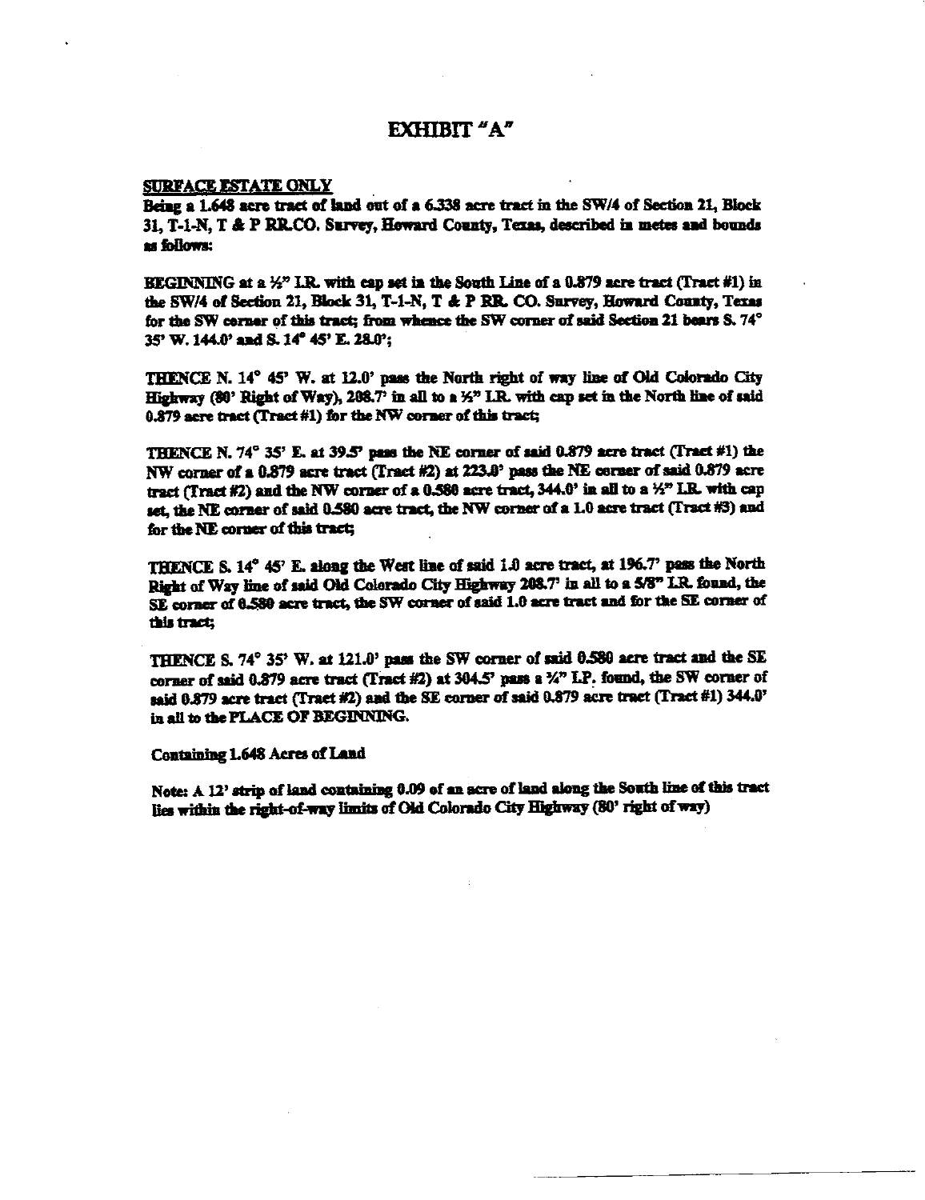# EXHIBIT "A"

**SURFACE ESTATE ONLY**

Being a 1.648 acre tract of land out of a 6.338 acre tract in the SW/4 of Section 21, Block 31, T-1-N, T & P RR.CO. Survey, Howard County, Texas, described in metes and bounds as follows:

BEGINNING at a ½" I.R. with cap set in the South Line of a 0.879 acre tract (Tract #1) in the SW/4 of Section 21, Block 31, T-1-N, T & P RR. CO. Survey, Howard County, Texas for the SW corner of this tract; from whence the SW corner of said Section 21 bears S. 74° 35' W. 144.0' and S. 14° 45' E. 28.0';

THENCE N. 14° 45' W. at 12.0' pass the North right of way line of Old Colorado City Highway (80' Right of Way), 208.7' in all to a ½" I.R. with cap set in the North line of said 0.879 acre tract (Tract #1) for the NW corner of this tract;

THENCE N. 74° 35' E. at 39.5' pass the NE corner of said 0.879 acre tract (Tract #1) the NW corner of a 0.879 acre tract (Tract #2) at 223.0' pass the NE corner of said 0.879 acre tract (Tract #2) and the NW corner of a 0.580 acre tract, 344.0' in all to a ½" I.R. with cap set, the NE corner of said 0.580 acre tract, the NW corner of a 1.0 acre tract (Tract #3) and for the NE corner of this tract;

THENCE S. 14° 45' E. along the West line of said 1.0 acre tract, at 196.7' pass the North Right of Way line of said Old Colorado City Highway 208.7' in all to a 5/8" I.R. found, the SE corner of 0.580 acre tract, the SW corner of said 1.0 acre tract and for the SE corner of this tract;

THENCE S. 74° 35' W. at 121.0' pass the SW corner of said 0.580 acre tract and the SE corner of said 0.879 acre tract (Tract #2) at 304.5' pass a ¾" I.P. found, the SW corner of said 0.879 acre tract (Tract #2) and the SE corner of said 0.879 acre tract (Tract #1) 344.0' in all to the PLACE OF BEGINNING.

Containing 1.648 Acres of Land

Note: A 12' strip of land containing 0.09 of an acre of land along the South line of this tract lies within the right-of-way limits of Old Colorado City Highway (80' right of way)